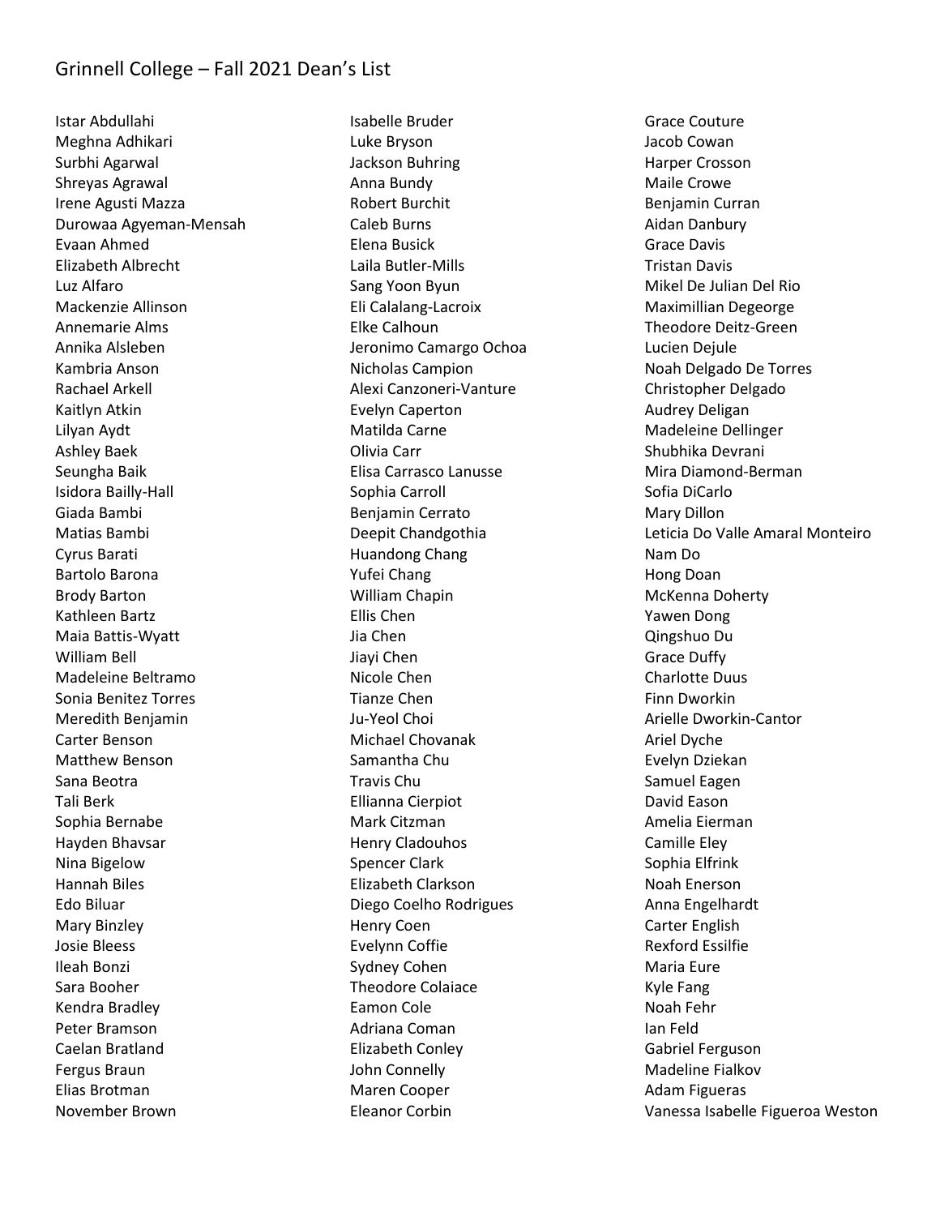# Grinnell College – Fall 2021 Dean's List

Istar Abdullahi
Meghna Adhikari
Surbhi Agarwal
Shreyas Agrawal
Irene Agusti Mazza
Durowaa Agyeman-Mensah
Evaan Ahmed
Elizabeth Albrecht
Luz Alfaro
Mackenzie Allinson
Annemarie Alms
Annika Alsleben
Kambria Anson
Rachael Arkell
Kaitlyn Atkin
Lilyan Aydt
Ashley Baek
Seungha Baik
Isidora Bailly-Hall
Giada Bambi
Matias Bambi
Cyrus Barati
Bartolo Barona
Brody Barton
Kathleen Bartz
Maia Battis-Wyatt
William Bell
Madeleine Beltramo
Sonia Benitez Torres
Meredith Benjamin
Carter Benson
Matthew Benson
Sana Beotra
Tali Berk
Sophia Bernabe
Hayden Bhavsar
Nina Bigelow
Hannah Biles
Edo Biluar
Mary Binzley
Josie Bleess
Ileah Bonzi
Sara Booher
Kendra Bradley
Peter Bramson
Caelan Bratland
Fergus Braun
Elias Brotman
November Brown
Isabelle Bruder
Luke Bryson
Jackson Buhring
Anna Bundy
Robert Burchit
Caleb Burns
Elena Busick
Laila Butler-Mills
Sang Yoon Byun
Eli Calalang-Lacroix
Elke Calhoun
Jeronimo Camargo Ochoa
Nicholas Campion
Alexi Canzoneri-Vanture
Evelyn Caperton
Matilda Carne
Olivia Carr
Elisa Carrasco Lanusse
Sophia Carroll
Benjamin Cerrato
Deepit Chandgothia
Huandong Chang
Yufei Chang
William Chapin
Ellis Chen
Jia Chen
Jiayi Chen
Nicole Chen
Tianze Chen
Ju-Yeol Choi
Michael Chovanak
Samantha Chu
Travis Chu
Ellianna Cierpiot
Mark Citzman
Henry Cladouhos
Spencer Clark
Elizabeth Clarkson
Diego Coelho Rodrigues
Henry Coen
Evelynn Coffie
Sydney Cohen
Theodore Colaiace
Eamon Cole
Adriana Coman
Elizabeth Conley
John Connelly
Maren Cooper
Eleanor Corbin
Grace Couture
Jacob Cowan
Harper Crosson
Maile Crowe
Benjamin Curran
Aidan Danbury
Grace Davis
Tristan Davis
Mikel De Julian Del Rio
Maximillian Degeorge
Theodore Deitz-Green
Lucien Dejule
Noah Delgado De Torres
Christopher Delgado
Audrey Deligan
Madeleine Dellinger
Shubhika Devrani
Mira Diamond-Berman
Sofia DiCarlo
Mary Dillon
Leticia Do Valle Amaral Monteiro
Nam Do
Hong Doan
McKenna Doherty
Yawen Dong
Qingshuo Du
Grace Duffy
Charlotte Duus
Finn Dworkin
Arielle Dworkin-Cantor
Ariel Dyche
Evelyn Dziekan
Samuel Eagen
David Eason
Amelia Eierman
Camille Eley
Sophia Elfrink
Noah Enerson
Anna Engelhardt
Carter English
Rexford Essilfie
Maria Eure
Kyle Fang
Noah Fehr
Ian Feld
Gabriel Ferguson
Madeline Fialkov
Adam Figueras
Vanessa Isabelle Figueroa Weston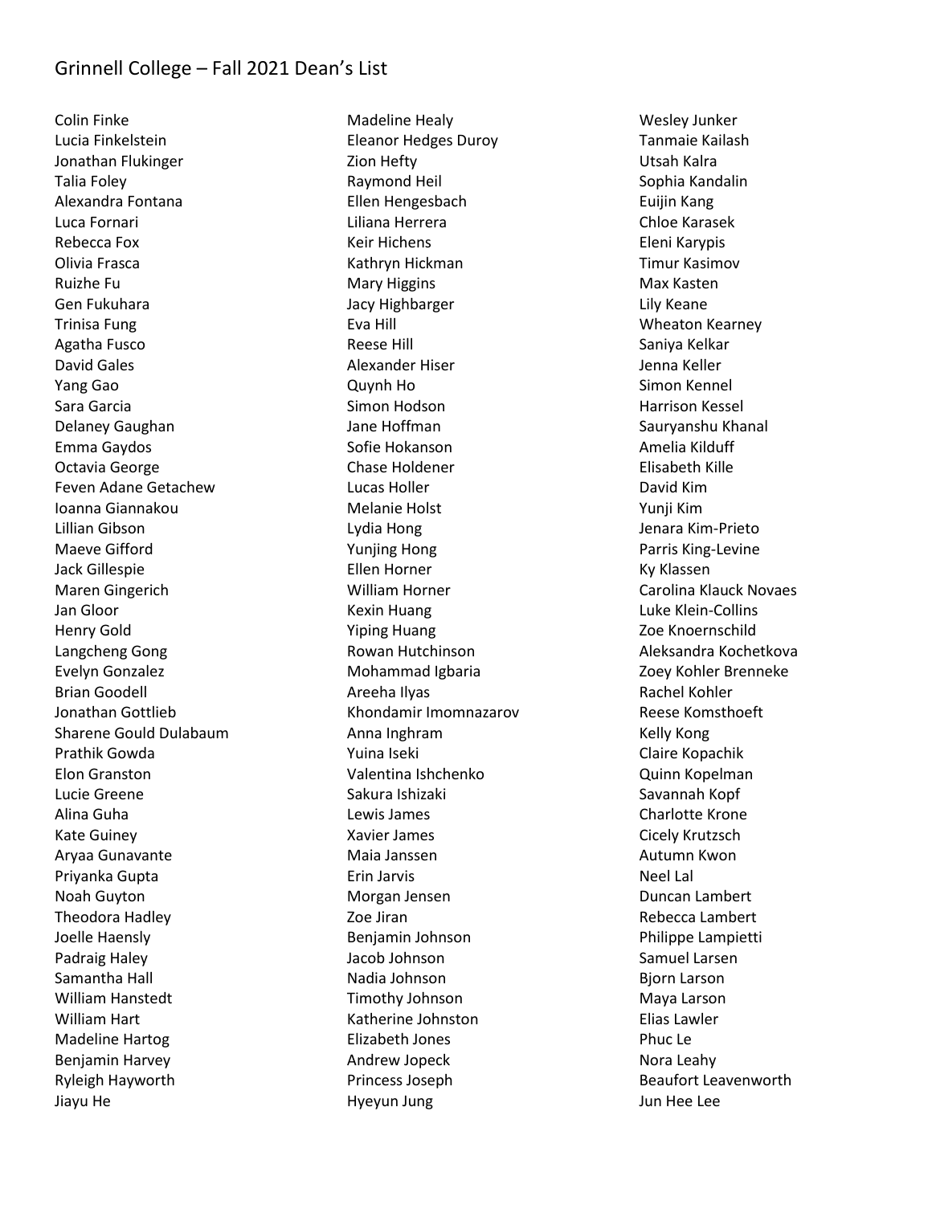# Grinnell College – Fall 2021 Dean's List

Colin Finke
Lucia Finkelstein
Jonathan Flukinger
Talia Foley
Alexandra Fontana
Luca Fornari
Rebecca Fox
Olivia Frasca
Ruizhe Fu
Gen Fukuhara
Trinisa Fung
Agatha Fusco
David Gales
Yang Gao
Sara Garcia
Delaney Gaughan
Emma Gaydos
Octavia George
Feven Adane Getachew
Ioanna Giannakou
Lillian Gibson
Maeve Gifford
Jack Gillespie
Maren Gingerich
Jan Gloor
Henry Gold
Langcheng Gong
Evelyn Gonzalez
Brian Goodell
Jonathan Gottlieb
Sharene Gould Dulabaum
Prathik Gowda
Elon Granston
Lucie Greene
Alina Guha
Kate Guiney
Aryaa Gunavante
Priyanka Gupta
Noah Guyton
Theodora Hadley
Joelle Haensly
Padraig Haley
Samantha Hall
William Hanstedt
William Hart
Madeline Hartog
Benjamin Harvey
Ryleigh Hayworth
Jiayu He
Madeline Healy
Eleanor Hedges Duroy
Zion Hefty
Raymond Heil
Ellen Hengesbach
Liliana Herrera
Keir Hichens
Kathryn Hickman
Mary Higgins
Jacy Highbarger
Eva Hill
Reese Hill
Alexander Hiser
Quynh Ho
Simon Hodson
Jane Hoffman
Sofie Hokanson
Chase Holdener
Lucas Holler
Melanie Holst
Lydia Hong
Yunjing Hong
Ellen Horner
William Horner
Kexin Huang
Yiping Huang
Rowan Hutchinson
Mohammad Igbaria
Areeha Ilyas
Khondamir Imomnazarov
Anna Inghram
Yuina Iseki
Valentina Ishchenko
Sakura Ishizaki
Lewis James
Xavier James
Maia Janssen
Erin Jarvis
Morgan Jensen
Zoe Jiran
Benjamin Johnson
Jacob Johnson
Nadia Johnson
Timothy Johnson
Katherine Johnston
Elizabeth Jones
Andrew Jopeck
Princess Joseph
Hyeyun Jung
Wesley Junker
Tanmaie Kailash
Utsah Kalra
Sophia Kandalin
Euijin Kang
Chloe Karasek
Eleni Karypis
Timur Kasimov
Max Kasten
Lily Keane
Wheaton Kearney
Saniya Kelkar
Jenna Keller
Simon Kennel
Harrison Kessel
Sauryanshu Khanal
Amelia Kilduff
Elisabeth Kille
David Kim
Yunji Kim
Jenara Kim-Prieto
Parris King-Levine
Ky Klassen
Carolina Klauck Novaes
Luke Klein-Collins
Zoe Knoernschild
Aleksandra Kochetkova
Zoey Kohler Brenneke
Rachel Kohler
Reese Komsthoeft
Kelly Kong
Claire Kopachik
Quinn Kopelman
Savannah Kopf
Charlotte Krone
Cicely Krutzsch
Autumn Kwon
Neel Lal
Duncan Lambert
Rebecca Lambert
Philippe Lampietti
Samuel Larsen
Bjorn Larson
Maya Larson
Elias Lawler
Phuc Le
Nora Leahy
Beaufort Leavenworth
Jun Hee Lee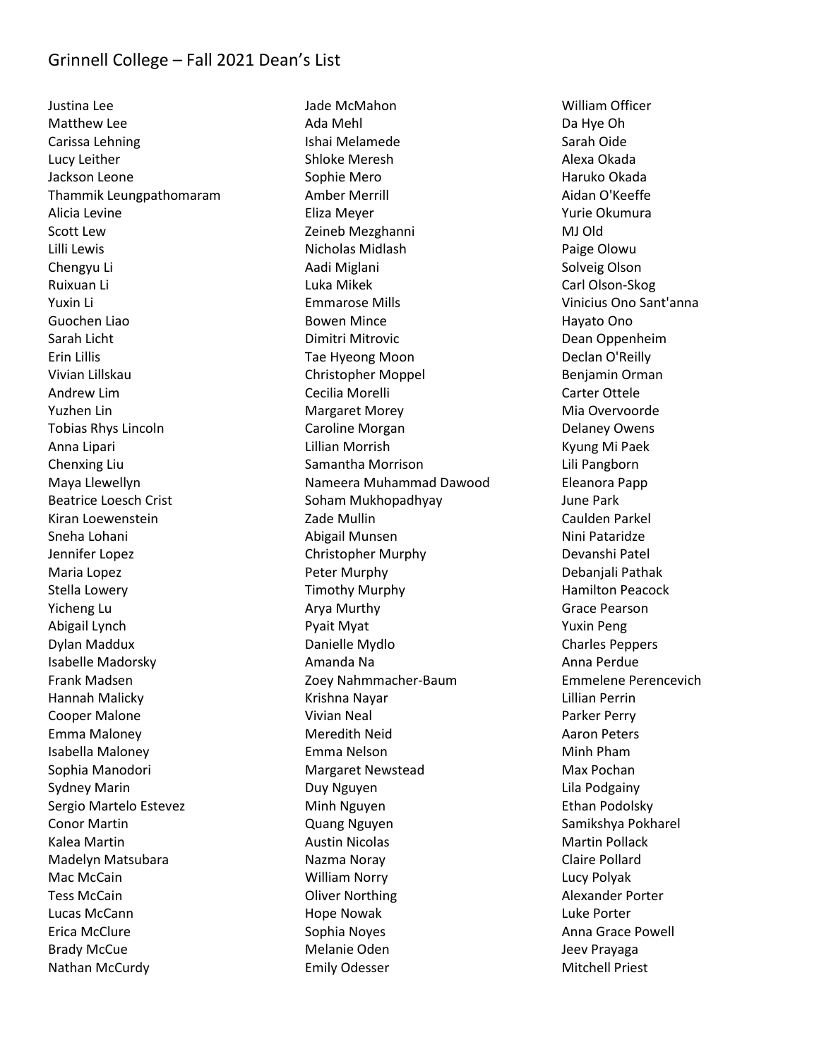# Grinnell College – Fall 2021 Dean's List

Justina Lee
Matthew Lee
Carissa Lehning
Lucy Leither
Jackson Leone
Thammik Leungpathomaram
Alicia Levine
Scott Lew
Lilli Lewis
Chengyu Li
Ruixuan Li
Yuxin Li
Guochen Liao
Sarah Licht
Erin Lillis
Vivian Lillskau
Andrew Lim
Yuzhen Lin
Tobias Rhys Lincoln
Anna Lipari
Chenxing Liu
Maya Llewellyn
Beatrice Loesch Crist
Kiran Loewenstein
Sneha Lohani
Jennifer Lopez
Maria Lopez
Stella Lowery
Yicheng Lu
Abigail Lynch
Dylan Maddux
Isabelle Madorsky
Frank Madsen
Hannah Malicky
Cooper Malone
Emma Maloney
Isabella Maloney
Sophia Manodori
Sydney Marin
Sergio Martelo Estevez
Conor Martin
Kalea Martin
Madelyn Matsubara
Mac McCain
Tess McCain
Lucas McCann
Erica McClure
Brady McCue
Nathan McCurdy
Jade McMahon
Ada Mehl
Ishai Melamede
Shloke Meresh
Sophie Mero
Amber Merrill
Eliza Meyer
Zeineb Mezghanni
Nicholas Midlash
Aadi Miglani
Luka Mikek
Emmarose Mills
Bowen Mince
Dimitri Mitrovic
Tae Hyeong Moon
Christopher Moppel
Cecilia Morelli
Margaret Morey
Caroline Morgan
Lillian Morrish
Samantha Morrison
Nameera Muhammad Dawood
Soham Mukhopadhyay
Zade Mullin
Abigail Munsen
Christopher Murphy
Peter Murphy
Timothy Murphy
Arya Murthy
Pyait Myat
Danielle Mydlo
Amanda Na
Zoey Nahmmacher-Baum
Krishna Nayar
Vivian Neal
Meredith Neid
Emma Nelson
Margaret Newstead
Duy Nguyen
Minh Nguyen
Quang Nguyen
Austin Nicolas
Nazma Noray
William Norry
Oliver Northing
Hope Nowak
Sophia Noyes
Melanie Oden
Emily Odesser
William Officer
Da Hye Oh
Sarah Oide
Alexa Okada
Haruko Okada
Aidan O'Keeffe
Yurie Okumura
MJ Old
Paige Olowu
Solveig Olson
Carl Olson-Skog
Vinicius Ono Sant'anna
Hayato Ono
Dean Oppenheim
Declan O'Reilly
Benjamin Orman
Carter Ottele
Mia Overvoorde
Delaney Owens
Kyung Mi Paek
Lili Pangborn
Eleanora Papp
June Park
Caulden Parkel
Nini Pataridze
Devanshi Patel
Debanjali Pathak
Hamilton Peacock
Grace Pearson
Yuxin Peng
Charles Peppers
Anna Perdue
Emmelene Perencevich
Lillian Perrin
Parker Perry
Aaron Peters
Minh Pham
Max Pochan
Lila Podgainy
Ethan Podolsky
Samikshya Pokharel
Martin Pollack
Claire Pollard
Lucy Polyak
Alexander Porter
Luke Porter
Anna Grace Powell
Jeev Prayaga
Mitchell Priest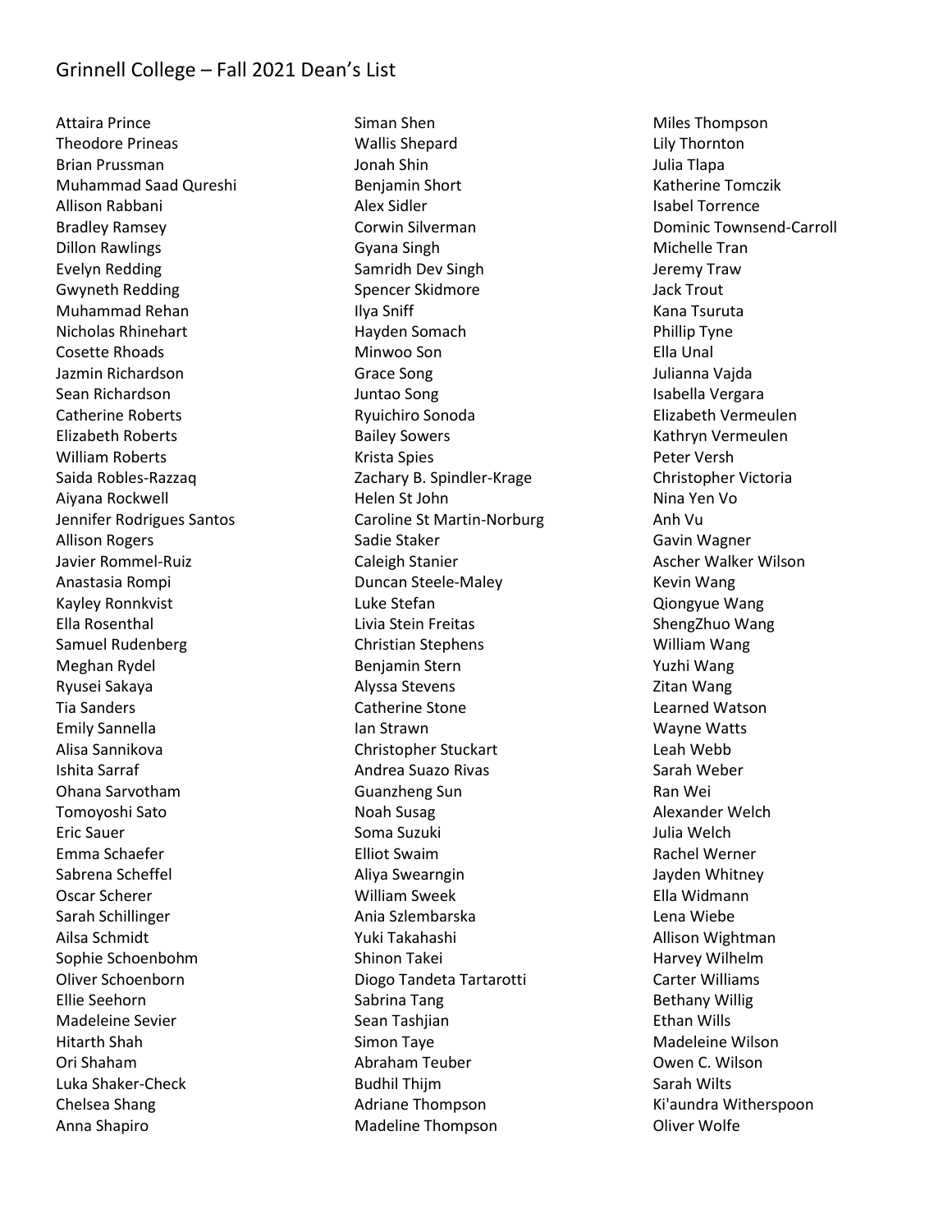# Grinnell College – Fall 2021 Dean's List

Attaira Prince
Theodore Prineas
Brian Prussman
Muhammad Saad Qureshi
Allison Rabbani
Bradley Ramsey
Dillon Rawlings
Evelyn Redding
Gwyneth Redding
Muhammad Rehan
Nicholas Rhinehart
Cosette Rhoads
Jazmin Richardson
Sean Richardson
Catherine Roberts
Elizabeth Roberts
William Roberts
Saida Robles-Razzaq
Aiyana Rockwell
Jennifer Rodrigues Santos
Allison Rogers
Javier Rommel-Ruiz
Anastasia Rompi
Kayley Ronnkvist
Ella Rosenthal
Samuel Rudenberg
Meghan Rydel
Ryusei Sakaya
Tia Sanders
Emily Sannella
Alisa Sannikova
Ishita Sarraf
Ohana Sarvotham
Tomoyoshi Sato
Eric Sauer
Emma Schaefer
Sabrena Scheffel
Oscar Scherer
Sarah Schillinger
Ailsa Schmidt
Sophie Schoenbohm
Oliver Schoenborn
Ellie Seehorn
Madeleine Sevier
Hitarth Shah
Ori Shaham
Luka Shaker-Check
Chelsea Shang
Anna Shapiro
Siman Shen
Wallis Shepard
Jonah Shin
Benjamin Short
Alex Sidler
Corwin Silverman
Gyana Singh
Samridh Dev Singh
Spencer Skidmore
Ilya Sniff
Hayden Somach
Minwoo Son
Grace Song
Juntao Song
Ryuichiro Sonoda
Bailey Sowers
Krista Spies
Zachary B. Spindler-Krage
Helen St John
Caroline St Martin-Norburg
Sadie Staker
Caleigh Stanier
Duncan Steele-Maley
Luke Stefan
Livia Stein Freitas
Christian Stephens
Benjamin Stern
Alyssa Stevens
Catherine Stone
Ian Strawn
Christopher Stuckart
Andrea Suazo Rivas
Guanzheng Sun
Noah Susag
Soma Suzuki
Elliot Swaim
Aliya Swearngin
William Sweek
Ania Szlembarska
Yuki Takahashi
Shinon Takei
Diogo Tandeta Tartarotti
Sabrina Tang
Sean Tashjian
Simon Taye
Abraham Teuber
Budhil Thijm
Adriane Thompson
Madeline Thompson
Miles Thompson
Lily Thornton
Julia Tlapa
Katherine Tomczik
Isabel Torrence
Dominic Townsend-Carroll
Michelle Tran
Jeremy Traw
Jack Trout
Kana Tsuruta
Phillip Tyne
Ella Unal
Julianna Vajda
Isabella Vergara
Elizabeth Vermeulen
Kathryn Vermeulen
Peter Versh
Christopher Victoria
Nina Yen Vo
Anh Vu
Gavin Wagner
Ascher Walker Wilson
Kevin Wang
Qiongyue Wang
ShengZhuo Wang
William Wang
Yuzhi Wang
Zitan Wang
Learned Watson
Wayne Watts
Leah Webb
Sarah Weber
Ran Wei
Alexander Welch
Julia Welch
Rachel Werner
Jayden Whitney
Ella Widmann
Lena Wiebe
Allison Wightman
Harvey Wilhelm
Carter Williams
Bethany Willig
Ethan Wills
Madeleine Wilson
Owen C. Wilson
Sarah Wilts
Ki'aundra Witherspoon
Oliver Wolfe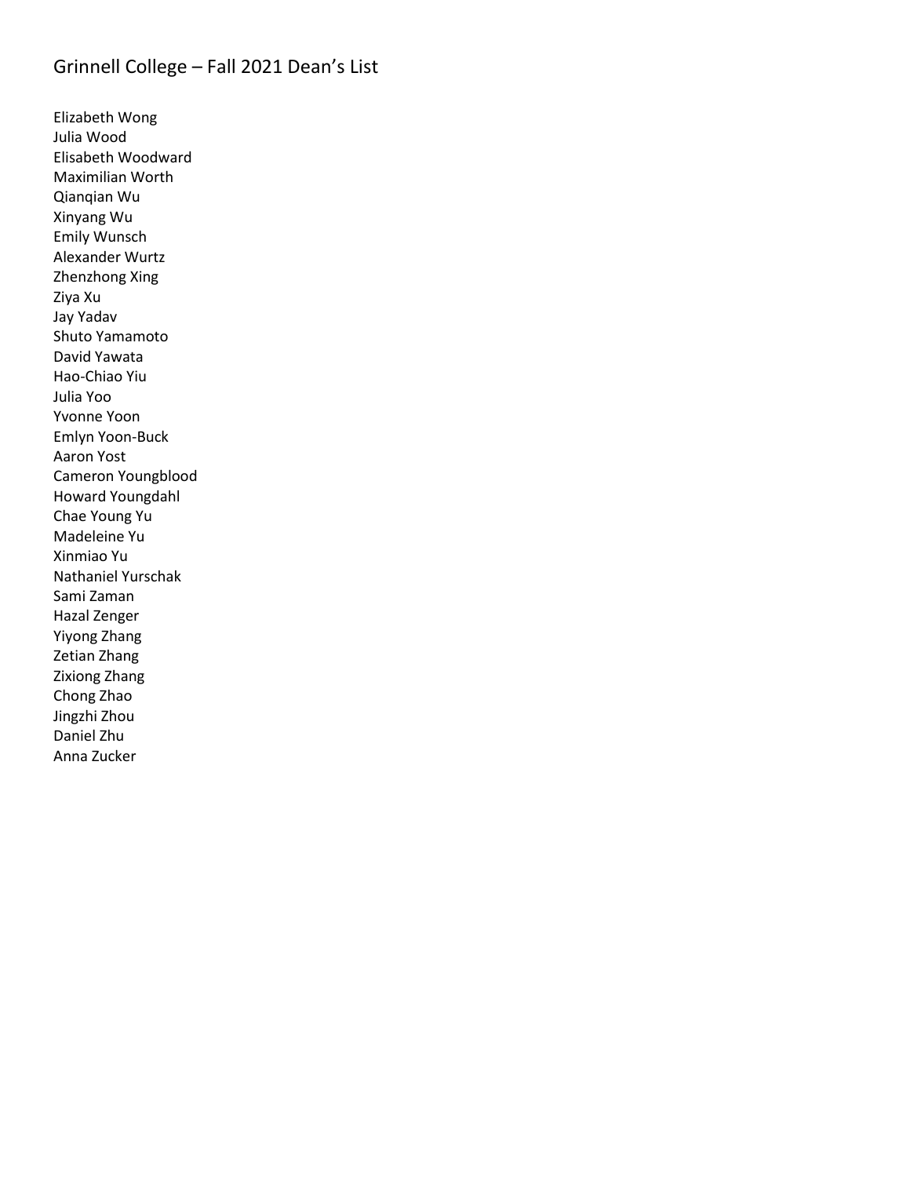# Grinnell College – Fall 2021 Dean's List

Elizabeth Wong
Julia Wood
Elisabeth Woodward
Maximilian Worth
Qianqian Wu
Xinyang Wu
Emily Wunsch
Alexander Wurtz
Zhenzhong Xing
Ziya Xu
Jay Yadav
Shuto Yamamoto
David Yawata
Hao-Chiao Yiu
Julia Yoo
Yvonne Yoon
Emlyn Yoon-Buck
Aaron Yost
Cameron Youngblood
Howard Youngdahl
Chae Young Yu
Madeleine Yu
Xinmiao Yu
Nathaniel Yurschak
Sami Zaman
Hazal Zenger
Yiyong Zhang
Zetian Zhang
Zixiong Zhang
Chong Zhao
Jingzhi Zhou
Daniel Zhu
Anna Zucker